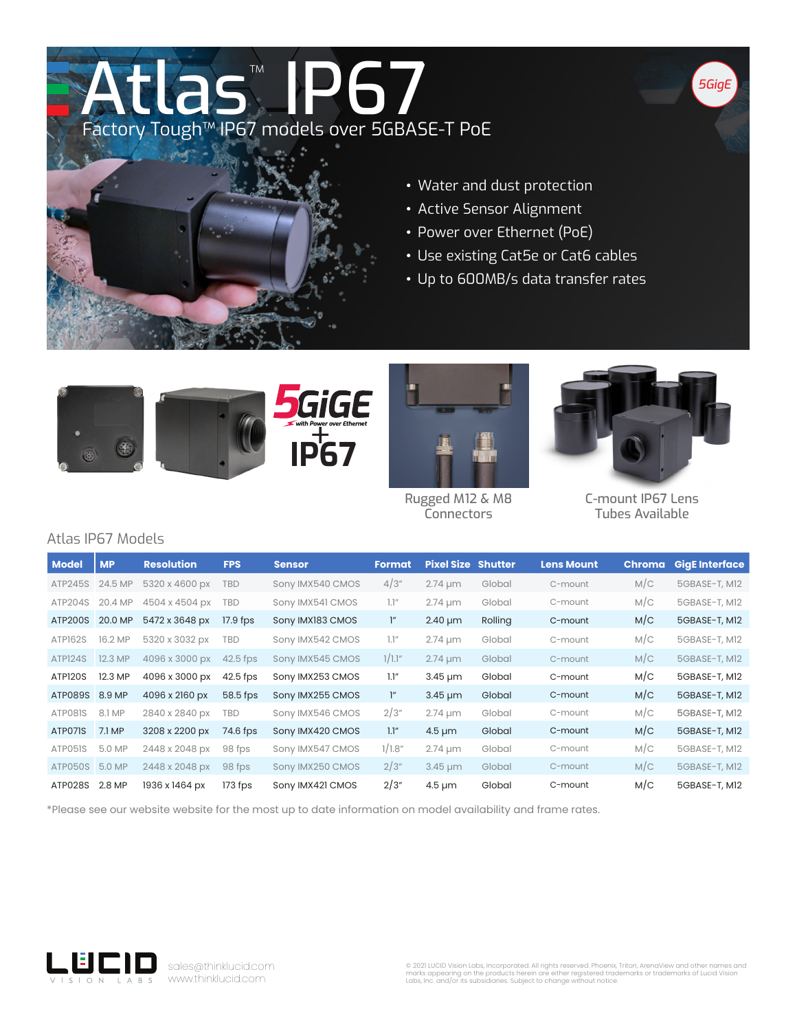# Atlas™ IP67

Factory Tough™ IP67 models over 5GBASE-T PoE

5GigE

- Water and dust protection
- Active Sensor Alignment
- Power over Ethernet (PoE)
- Use existing Cat5e or Cat6 cables
- Up to 600MB/s data transfer rates

5GIGE with Power over Ethernet + IP67

Rugged M12 & M8 Connectors

C-mount IP67 Lens Tubes Available

## Atlas IP67 Models

| Model | MP | Resolution | FPS | Sensor | Format | Pixel Size | Shutter | Lens Mount | Chroma | GigE Interface |
|---|---|---|---|---|---|---|---|---|---|---|
| ATP245S | 24.5 MP | 5320 x 4600 px | TBD | Sony IMX540 CMOS | 4/3" | 2.74 µm | Global | C-mount | M/C | 5GBASE-T, M12 |
| ATP204S | 20.4 MP | 4504 x 4504 px | TBD | Sony IMX541 CMOS | 1.1" | 2.74 µm | Global | C-mount | M/C | 5GBASE-T, M12 |
| ATP200S | 20.0 MP | 5472 x 3648 px | 17.9 fps | Sony IMX183 CMOS | 1" | 2.40 µm | Rolling | C-mount | M/C | 5GBASE-T, M12 |
| ATP162S | 16.2 MP | 5320 x 3032 px | TBD | Sony IMX542 CMOS | 1.1" | 2.74 µm | Global | C-mount | M/C | 5GBASE-T, M12 |
| ATP124S | 12.3 MP | 4096 x 3000 px | 42.5 fps | Sony IMX545 CMOS | 1/1.1" | 2.74 µm | Global | C-mount | M/C | 5GBASE-T, M12 |
| ATP120S | 12.3 MP | 4096 x 3000 px | 42.5 fps | Sony IMX253 CMOS | 1.1" | 3.45 µm | Global | C-mount | M/C | 5GBASE-T, M12 |
| ATP089S | 8.9 MP | 4096 x 2160 px | 58.5 fps | Sony IMX255 CMOS | 1" | 3.45 µm | Global | C-mount | M/C | 5GBASE-T, M12 |
| ATP081S | 8.1 MP | 2840 x 2840 px | TBD | Sony IMX546 CMOS | 2/3" | 2.74 µm | Global | C-mount | M/C | 5GBASE-T, M12 |
| ATP071S | 7.1 MP | 3208 x 2200 px | 74.6 fps | Sony IMX420 CMOS | 1.1" | 4.5 µm | Global | C-mount | M/C | 5GBASE-T, M12 |
| ATP051S | 5.0 MP | 2448 x 2048 px | 98 fps | Sony IMX547 CMOS | 1/1.8" | 2.74 µm | Global | C-mount | M/C | 5GBASE-T, M12 |
| ATP050S | 5.0 MP | 2448 x 2048 px | 98 fps | Sony IMX250 CMOS | 2/3" | 3.45 µm | Global | C-mount | M/C | 5GBASE-T, M12 |
| ATP028S | 2.8 MP | 1936 x 1464 px | 173 fps | Sony IMX421 CMOS | 2/3" | 4.5 µm | Global | C-mount | M/C | 5GBASE-T, M12 |

*Please see our website website for the most up to date information on model availability and frame rates.

LUCID VISION LABS

sales@thinklucid.com
www.thinklucid.com

© 2021 LUCID Vision Labs, Incorporated. All rights reserved. Phoenix, Triton, ArenaView and other names and marks appearing on the products herein are either registered trademarks or trademarks of Lucid Vision Labs, Inc. and/or its subsidiaries. Subject to change without notice.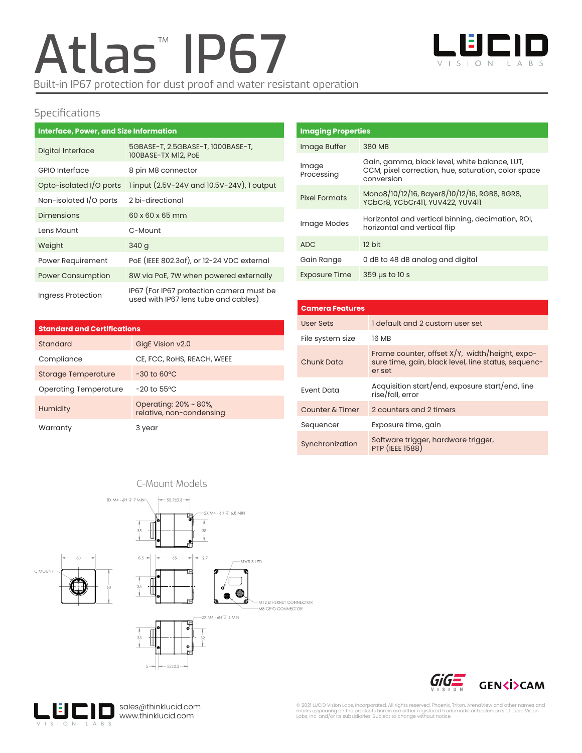# Atlas™ IP67

Built-in IP67 protection for dust proof and water resistant operation

## Specifications

| Interface, Power, and Size Information | |
|---|---|
| Digital Interface | 5GBASE-T, 2.5GBASE-T, 1000BASE-T, 100BASE-TX M12, PoE |
| GPIO Interface | 8 pin M8 connector |
| Opto-isolated I/O ports | 1 input (2.5V-24V and 10.5V-24V), 1 output |
| Non-isolated I/O ports | 2 bi-directional |
| Dimensions | 60 x 60 x 65 mm |
| Lens Mount | C-Mount |
| Weight | 340 g |
| Power Requirement | PoE (IEEE 802.3af), or 12-24 VDC external |
| Power Consumption | 8W via PoE, 7W when powered externally |
| Ingress Protection | IP67 (For IP67 protection camera must be used with IP67 lens tube and cables) |

| Standard and Certifications | |
|---|---|
| Standard | GigE Vision v2.0 |
| Compliance | CE, FCC, RoHS, REACH, WEEE |
| Storage Temperature | -30 to 60°C |
| Operating Temperature | -20 to 55°C |
| Humidity | Operating: 20% ~ 80%, relative, non-condensing |
| Warranty | 3 year |

| Imaging Properties | |
|---|---|
| Image Buffer | 380 MB |
| Image Processing | Gain, gamma, black level, white balance, LUT, CCM, pixel correction, hue, saturation, color space conversion |
| Pixel Formats | Mono8/10/12/16, Bayer8/10/12/16, RGB8, BGR8, YCbCr8, YCbCr411, YUV422, YUV411 |
| Image Modes | Horizontal and vertical binning, decimation, ROI, horizontal and vertical flip |
| ADC | 12 bit |
| Gain Range | 0 dB to 48 dB analog and digital |
| Exposure Time | 359 µs to 10 s |

| Camera Features | |
|---|---|
| User Sets | 1 default and 2 custom user set |
| File system size | 16 MB |
| Chunk Data | Frame counter, offset X/Y, width/height, exposure time, gain, black level, line status, sequencer set |
| Event Data | Acquisition start/end, exposure start/end, line rise/fall, error |
| Counter & Timer | 2 counters and 2 timers |
| Sequencer | Exposure time, gain |
| Synchronization | Software trigger, hardware trigger, PTP (IEEE 1588) |

### C-Mount Models

8X M4 - 6H ⊽ 7 MIN
55.7±0.3
2X M4 - 6H ⊽ 6.8 MIN
35
38
C MOUNT
60
60
8.5
65
2.7
35
STATUS LED
M12 ETHERNET CONNECTOR
M8 GPIO CONNECTOR
2X M4 - 6H ⊽ 6 MIN
35
32
5
52±0.3

sales@thinklucid.com
www.thinklucid.com

© 2021 LUCID Vision Labs, Incorporated. All rights reserved. Phoenix, Triton, ArenaView and other names and marks appearing on the products herein are either registered trademarks or trademarks of Lucid Vision Labs, Inc. and/or its subsidiaries. Subject to change without notice.